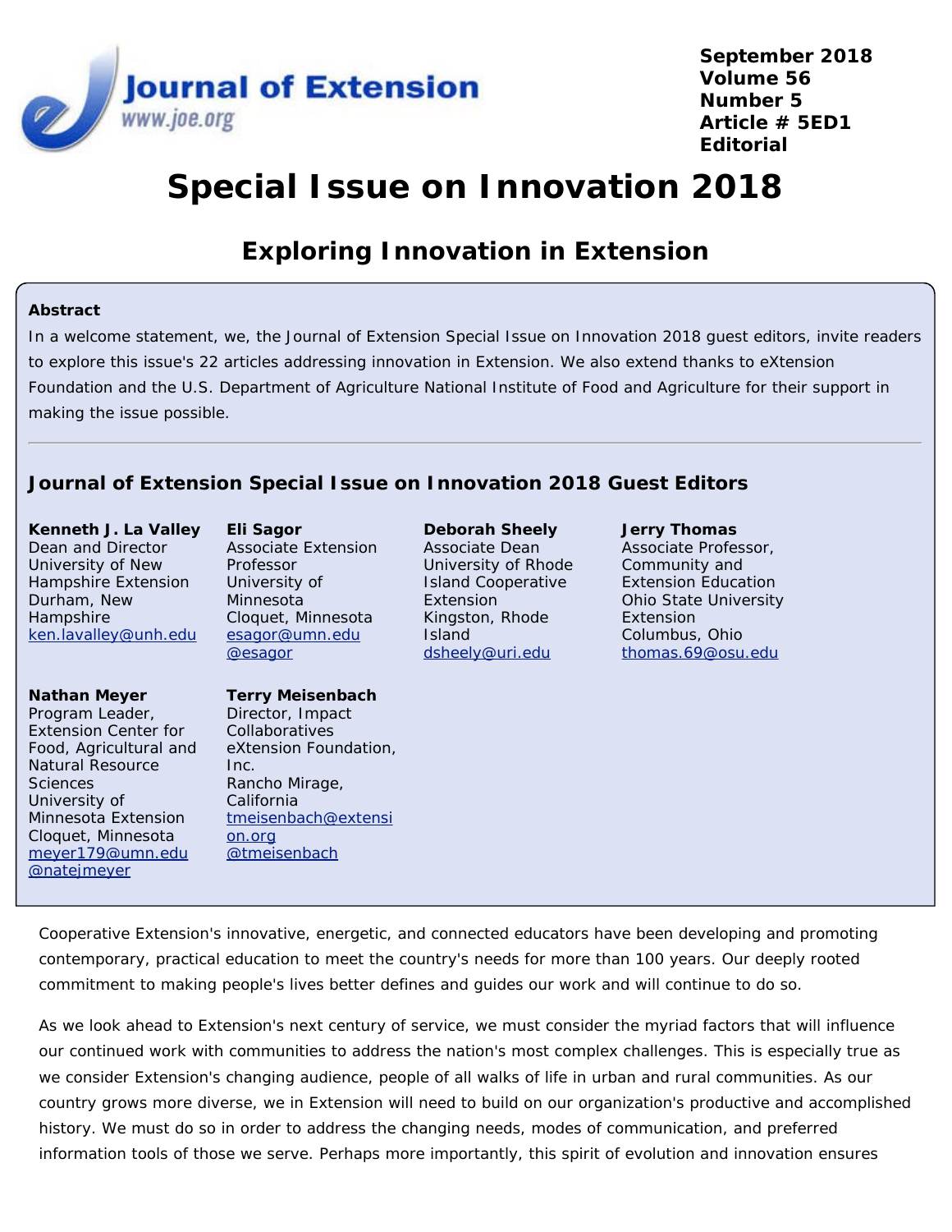September 2018
Volume 56
Number 5
Article # 5ED1
Editorial

# Special Issue on Innovation 2018

## Exploring Innovation in Extension

**Abstract**

In a welcome statement, we, the Journal of Extension Special Issue on Innovation 2018 guest editors, invite readers to explore this issue's 22 articles addressing innovation in Extension. We also extend thanks to eXtension Foundation and the U.S. Department of Agriculture National Institute of Food and Agriculture for their support in making the issue possible.

---

### Journal of Extension Special Issue on Innovation 2018 Guest Editors

**Kenneth J. La Valley**
Dean and Director
University of New Hampshire Extension
Durham, New Hampshire
ken.lavalley@unh.edu

**Eli Sagor**
Associate Extension Professor
University of Minnesota
Cloquet, Minnesota
esagor@umn.edu
@esagor

**Deborah Sheely**
Associate Dean
University of Rhode Island Cooperative Extension
Kingston, Rhode Island
dsheely@uri.edu

**Jerry Thomas**
Associate Professor, Community and Extension Education
Ohio State University Extension
Columbus, Ohio
thomas.69@osu.edu

**Nathan Meyer**
Program Leader, Extension Center for Food, Agricultural and Natural Resource Sciences
University of Minnesota Extension
Cloquet, Minnesota
meyer179@umn.edu
@natejmeyer

**Terry Meisenbach**
Director, Impact Collaboratives
eXtension Foundation, Inc.
Rancho Mirage, California
tmeisenbach@extension.org
@tmeisenbach

Cooperative Extension's innovative, energetic, and connected educators have been developing and promoting contemporary, practical education to meet the country's needs for more than 100 years. Our deeply rooted commitment to making people's lives better defines and guides our work and will continue to do so.

As we look ahead to Extension's next century of service, we must consider the myriad factors that will influence our continued work with communities to address the nation's most complex challenges. This is especially true as we consider Extension's changing audience, people of all walks of life in urban and rural communities. As our country grows more diverse, we in Extension will need to build on our organization's productive and accomplished history. We must do so in order to address the changing needs, modes of communication, and preferred information tools of those we serve. Perhaps more importantly, this spirit of evolution and innovation ensures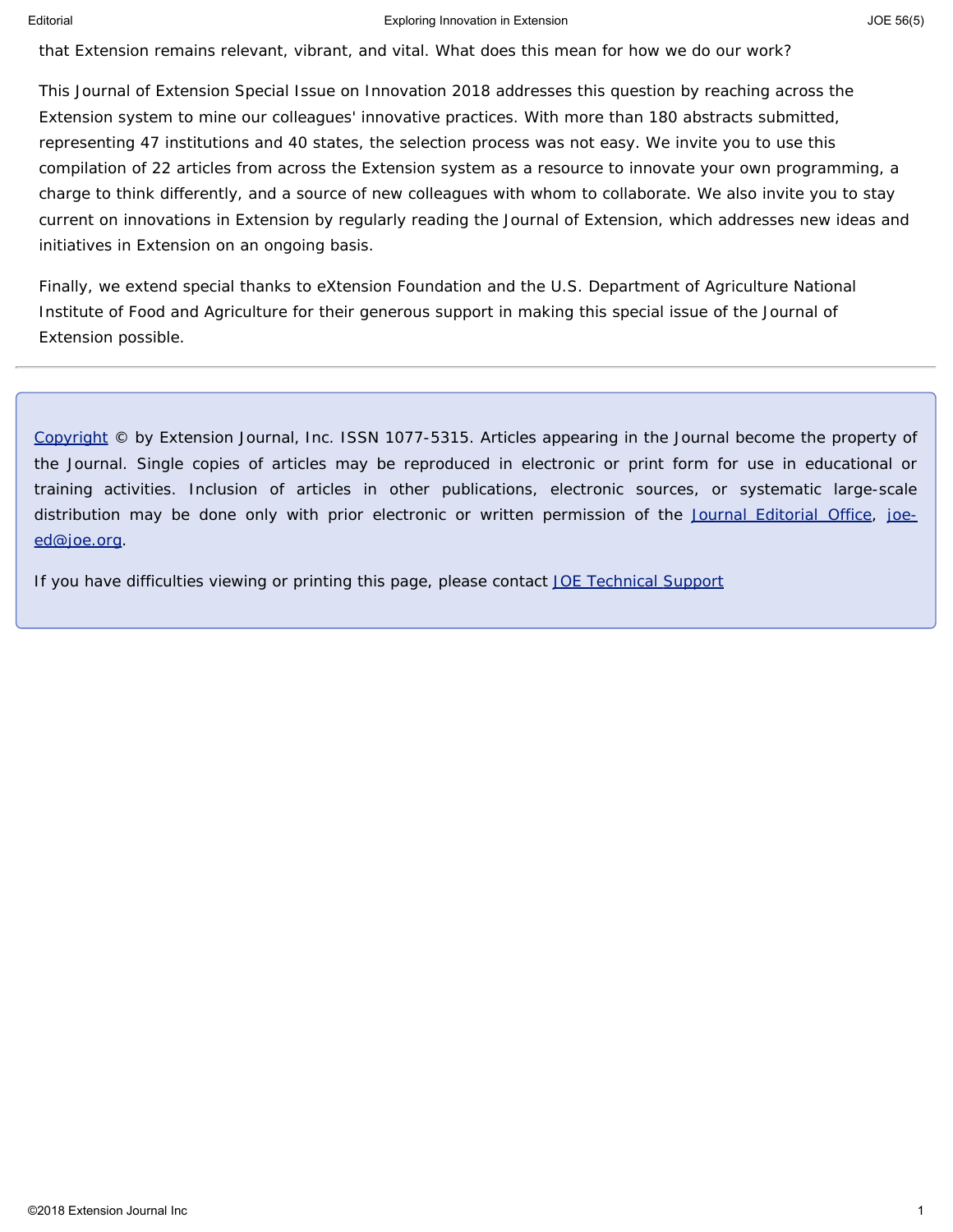that Extension remains relevant, vibrant, and vital. What does this mean for how we do our work?

This Journal of Extension Special Issue on Innovation 2018 addresses this question by reaching across the Extension system to mine our colleagues' innovative practices. With more than 180 abstracts submitted, representing 47 institutions and 40 states, the selection process was not easy. We invite you to use this compilation of 22 articles from across the Extension system as a resource to innovate your own programming, a charge to think differently, and a source of new colleagues with whom to collaborate. We also invite you to stay current on innovations in Extension by regularly reading the Journal of Extension, which addresses new ideas and initiatives in Extension on an ongoing basis.

Finally, we extend special thanks to eXtension Foundation and the U.S. Department of Agriculture National Institute of Food and Agriculture for their generous support in making this special issue of the Journal of Extension possible.

---

Copyright © by Extension Journal, Inc. ISSN 1077-5315. Articles appearing in the Journal become the property of the Journal. Single copies of articles may be reproduced in electronic or print form for use in educational or training activities. Inclusion of articles in other publications, electronic sources, or systematic large-scale distribution may be done only with prior electronic or written permission of the Journal Editorial Office, joe-ed@joe.org.

If you have difficulties viewing or printing this page, please contact JOE Technical Support